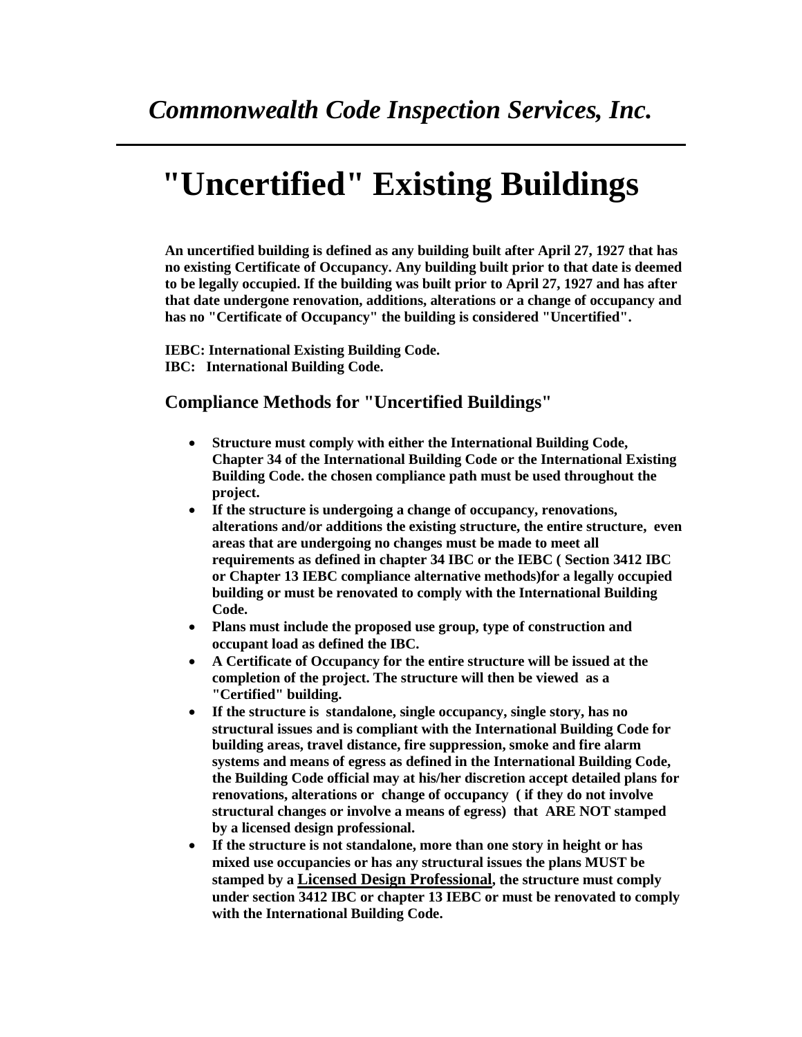*Commonwealth Code Inspection Services, Inc.*

# "Uncertified" Existing Buildings

**An uncertified building is defined as any building built after April 27, 1927 that has no existing Certificate of Occupancy. Any building built prior to that date is deemed to be legally occupied. If the building was built prior to April 27, 1927 and has after that date undergone renovation, additions, alterations or a change of occupancy and has no "Certificate of Occupancy" the building is considered "Uncertified".**

**IEBC: International Existing Building Code.**
**IBC: International Building Code.**

## Compliance Methods for "Uncertified Buildings"

- **Structure must comply with either the International Building Code, Chapter 34 of the International Building Code or the International Existing Building Code. the chosen compliance path must be used throughout the project.**
- **If the structure is undergoing a change of occupancy, renovations, alterations and/or additions the existing structure, the entire structure, even areas that are undergoing no changes must be made to meet all requirements as defined in chapter 34 IBC or the IEBC ( Section 3412 IBC or Chapter 13 IEBC compliance alternative methods)for a legally occupied building or must be renovated to comply with the International Building Code.**
- **Plans must include the proposed use group, type of construction and occupant load as defined the IBC.**
- **A Certificate of Occupancy for the entire structure will be issued at the completion of the project. The structure will then be viewed as a "Certified" building.**
- **If the structure is standalone, single occupancy, single story, has no structural issues and is compliant with the International Building Code for building areas, travel distance, fire suppression, smoke and fire alarm systems and means of egress as defined in the International Building Code, the Building Code official may at his/her discretion accept detailed plans for renovations, alterations or change of occupancy ( if they do not involve structural changes or involve a means of egress) that ARE NOT stamped by a licensed design professional.**
- **If the structure is not standalone, more than one story in height or has mixed use occupancies or has any structural issues the plans MUST be stamped by a Licensed Design Professional, the structure must comply under section 3412 IBC or chapter 13 IEBC or must be renovated to comply with the International Building Code.**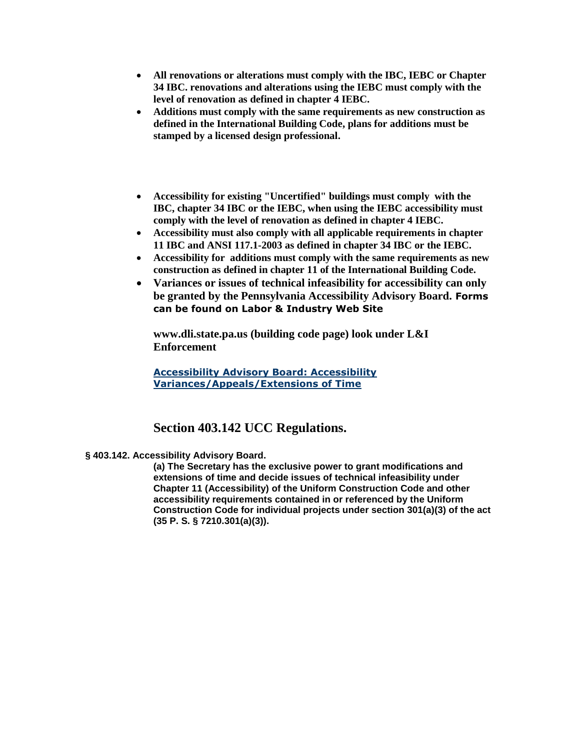- **All renovations or alterations must comply with the IBC, IEBC or Chapter 34 IBC. renovations and alterations using the IEBC must comply with the level of renovation as defined in chapter 4 IEBC.**
- **Additions must comply with the same requirements as new construction as defined in the International Building Code, plans for additions must be stamped by a licensed design professional.**

- **Accessibility for existing "Uncertified" buildings must comply with the IBC, chapter 34 IBC or the IEBC, when using the IEBC accessibility must comply with the level of renovation as defined in chapter 4 IEBC.**
- **Accessibility must also comply with all applicable requirements in chapter 11 IBC and ANSI 117.1-2003 as defined in chapter 34 IBC or the IEBC.**
- **Accessibility for additions must comply with the same requirements as new construction as defined in chapter 11 of the International Building Code.**
- **Variances or issues of technical infeasibility for accessibility can only be granted by the Pennsylvania Accessibility Advisory Board. Forms can be found on Labor & Industry Web Site**

  **www.dli.state.pa.us (building code page) look under L&I Enforcement**

  **Accessibility Advisory Board: Accessibility Variances/Appeals/Extensions of Time**

## Section 403.142 UCC Regulations.

**§ 403.142. Accessibility Advisory Board.**

**(a) The Secretary has the exclusive power to grant modifications and extensions of time and decide issues of technical infeasibility under Chapter 11 (Accessibility) of the Uniform Construction Code and other accessibility requirements contained in or referenced by the Uniform Construction Code for individual projects under section 301(a)(3) of the act (35 P. S. § 7210.301(a)(3)).**